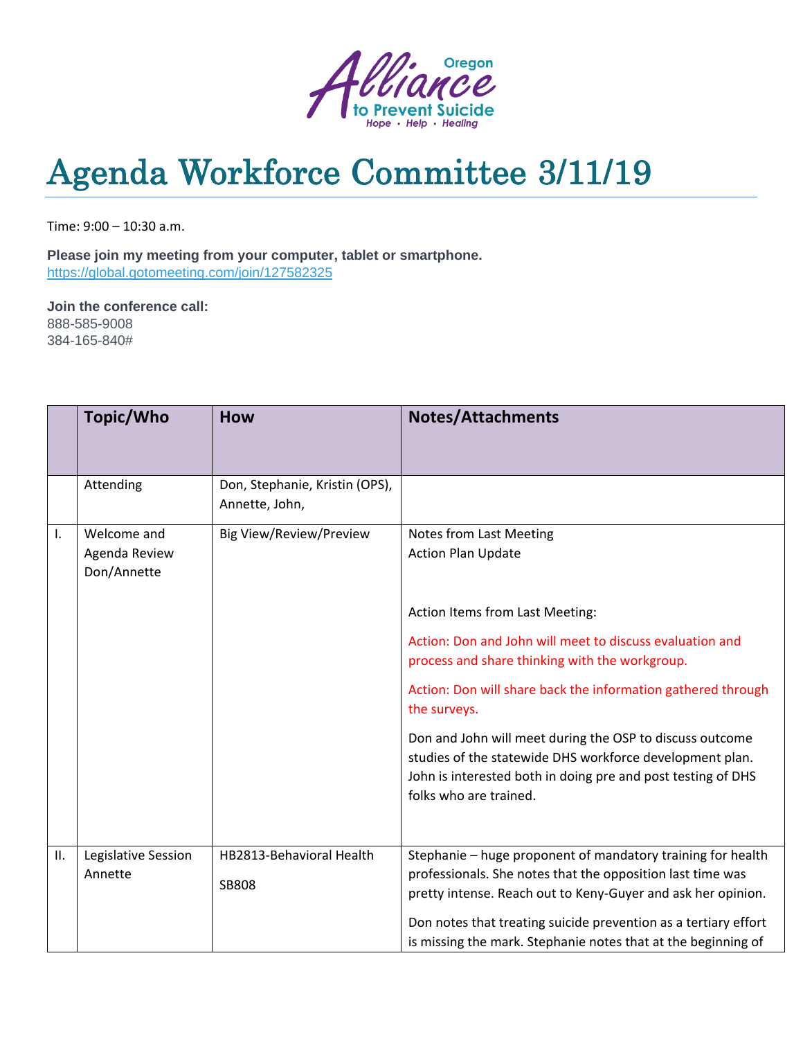# Agenda Workforce Committee 3/11/19

Time: 9:00 – 10:30 a.m.

**Please join my meeting from your computer, tablet or smartphone.**
https://global.gotomeeting.com/join/127582325

**Join the conference call:**
888-585-9008
384-165-840#

| | Topic/Who | How | Notes/Attachments |
|---|---|---|---|
| | Attending | Don, Stephanie, Kristin (OPS), Annette, John, | |
| I. | Welcome and Agenda Review Don/Annette | Big View/Review/Preview | Notes from Last Meeting<br>Action Plan Update<br><br>Action Items from Last Meeting:<br><br>Action: Don and John will meet to discuss evaluation and process and share thinking with the workgroup.<br><br>Action: Don will share back the information gathered through the surveys.<br><br>Don and John will meet during the OSP to discuss outcome studies of the statewide DHS workforce development plan. John is interested both in doing pre and post testing of DHS folks who are trained. |
| II. | Legislative Session Annette | HB2813-Behavioral Health<br><br>SB808 | Stephanie – huge proponent of mandatory training for health professionals. She notes that the opposition last time was pretty intense. Reach out to Keny-Guyer and ask her opinion.<br><br>Don notes that treating suicide prevention as a tertiary effort is missing the mark. Stephanie notes that at the beginning of |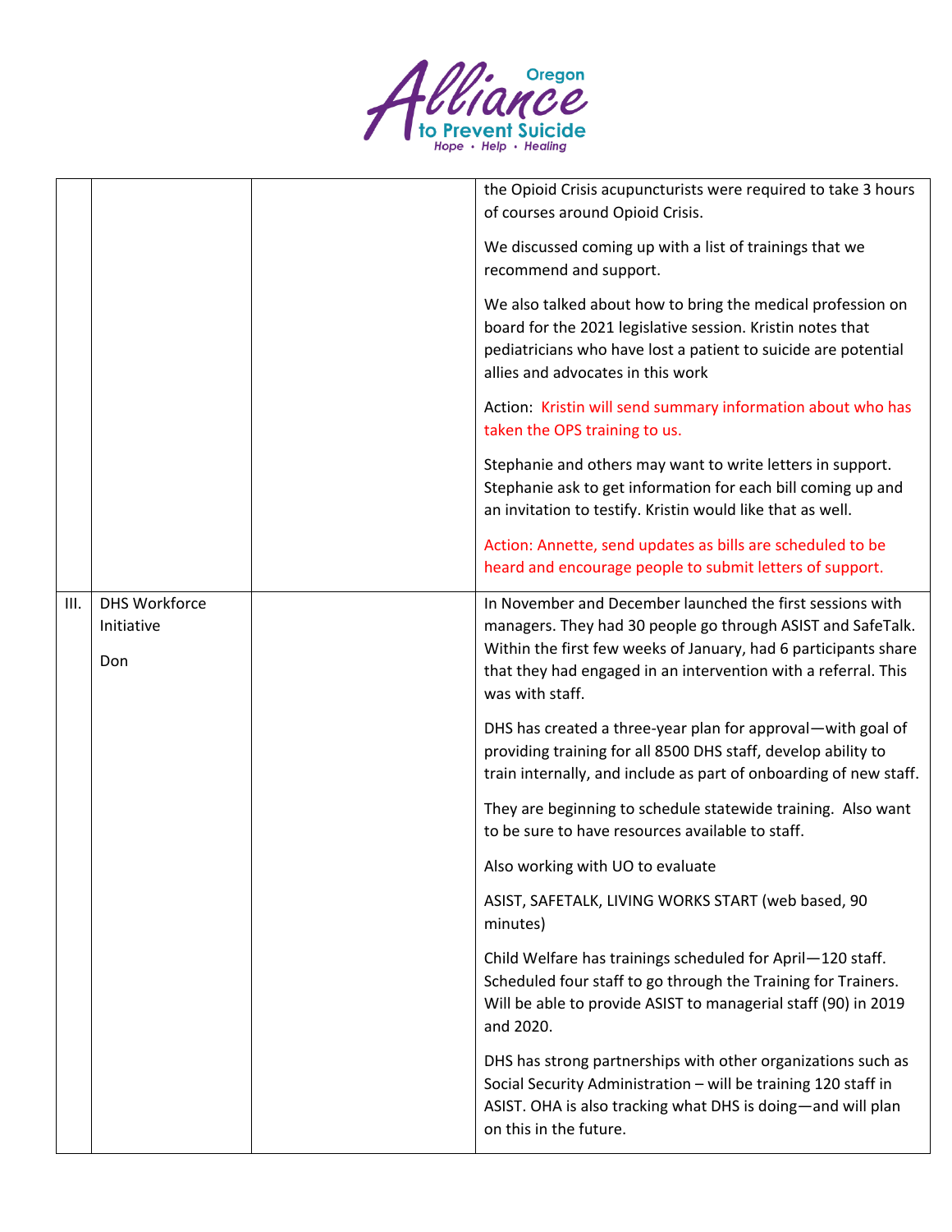| | | | |
|---|---|---|---|
| | | | the Opioid Crisis acupuncturists were required to take 3 hours of courses around Opioid Crisis.<br><br>We discussed coming up with a list of trainings that we recommend and support.<br><br>We also talked about how to bring the medical profession on board for the 2021 legislative session. Kristin notes that pediatricians who have lost a patient to suicide are potential allies and advocates in this work<br><br>Action: Kristin will send summary information about who has taken the OPS training to us.<br><br>Stephanie and others may want to write letters in support. Stephanie ask to get information for each bill coming up and an invitation to testify. Kristin would like that as well.<br><br>Action: Annette, send updates as bills are scheduled to be heard and encourage people to submit letters of support. |
| III. | DHS Workforce Initiative<br><br>Don | | In November and December launched the first sessions with managers. They had 30 people go through ASIST and SafeTalk. Within the first few weeks of January, had 6 participants share that they had engaged in an intervention with a referral. This was with staff.<br><br>DHS has created a three-year plan for approval—with goal of providing training for all 8500 DHS staff, develop ability to train internally, and include as part of onboarding of new staff.<br><br>They are beginning to schedule statewide training. Also want to be sure to have resources available to staff.<br><br>Also working with UO to evaluate<br><br>ASIST, SAFETALK, LIVING WORKS START (web based, 90 minutes)<br><br>Child Welfare has trainings scheduled for April—120 staff. Scheduled four staff to go through the Training for Trainers. Will be able to provide ASIST to managerial staff (90) in 2019 and 2020.<br><br>DHS has strong partnerships with other organizations such as Social Security Administration – will be training 120 staff in ASIST. OHA is also tracking what DHS is doing—and will plan on this in the future. |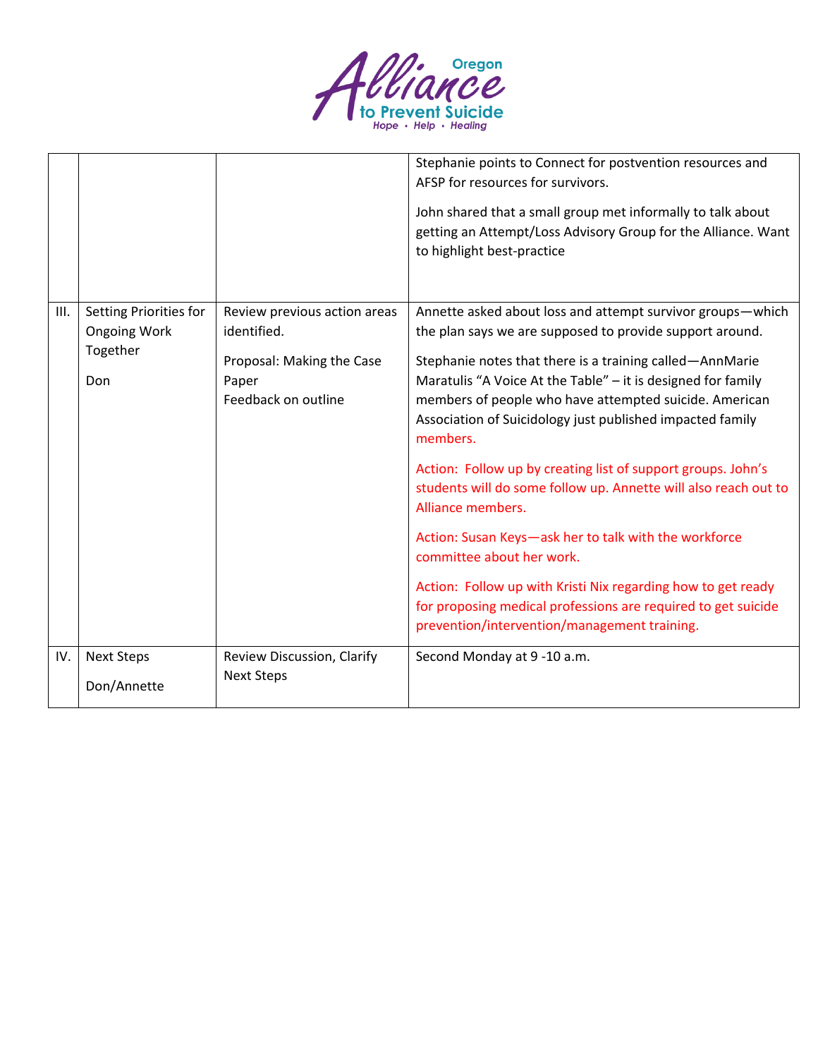| | | | |
|---|---|---|---|
| | | | Stephanie points to Connect for postvention resources and AFSP for resources for survivors.<br><br>John shared that a small group met informally to talk about getting an Attempt/Loss Advisory Group for the Alliance. Want to highlight best-practice |
| III. | Setting Priorities for Ongoing Work Together<br><br>Don | Review previous action areas identified.<br><br>Proposal: Making the Case Paper<br>Feedback on outline | Annette asked about loss and attempt survivor groups—which the plan says we are supposed to provide support around.<br><br>Stephanie notes that there is a training called—AnnMarie Maratulis "A Voice At the Table" – it is designed for family members of people who have attempted suicide. American Association of Suicidology just published impacted family members.<br><br>Action: Follow up by creating list of support groups. John's students will do some follow up. Annette will also reach out to Alliance members.<br><br>Action: Susan Keys—ask her to talk with the workforce committee about her work.<br><br>Action: Follow up with Kristi Nix regarding how to get ready for proposing medical professions are required to get suicide prevention/intervention/management training. |
| IV. | Next Steps<br><br>Don/Annette | Review Discussion, Clarify Next Steps | Second Monday at 9 -10 a.m. |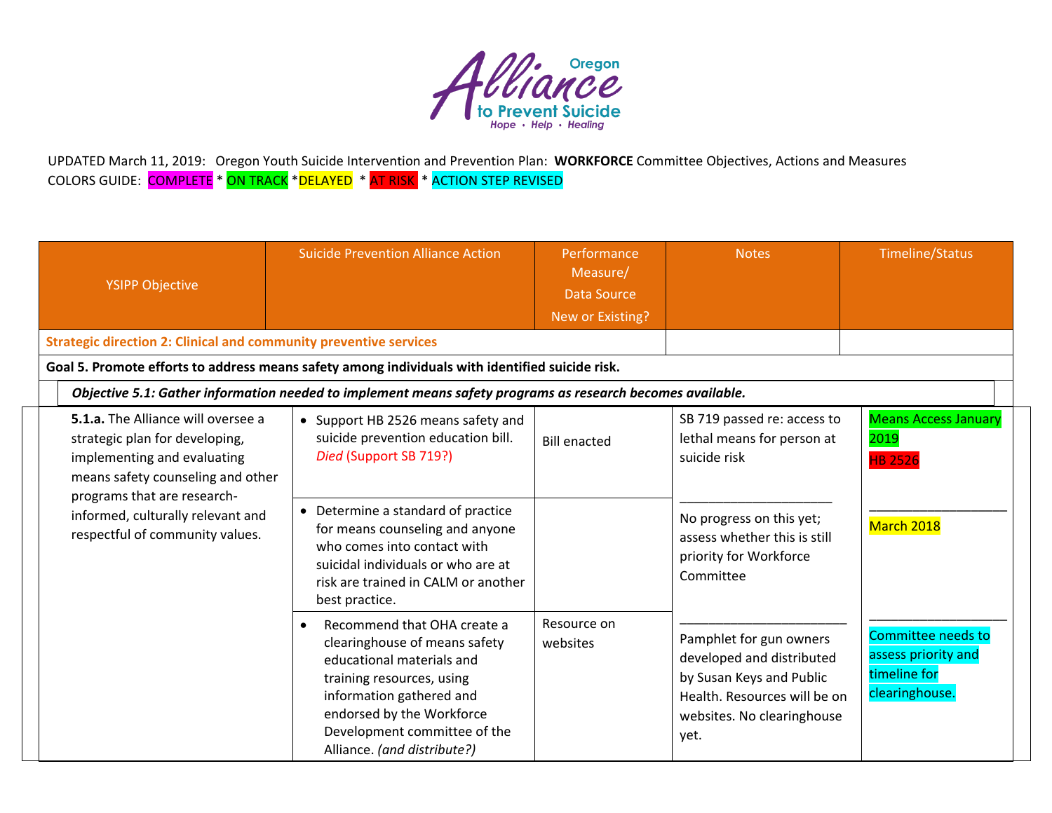Oregon Alliance to Prevent Suicide
Hope • Help • Healing

UPDATED March 11, 2019: Oregon Youth Suicide Intervention and Prevention Plan: **WORKFORCE** Committee Objectives, Actions and Measures
COLORS GUIDE: COMPLETE * ON TRACK * DELAYED * AT RISK * ACTION STEP REVISED

| YSIPP Objective | Suicide Prevention Alliance Action | Performance Measure/ Data Source New or Existing? | Notes | Timeline/Status |
|---|---|---|---|---|
| **Strategic direction 2: Clinical and community preventive services** | | | | |
| **Goal 5. Promote efforts to address means safety among individuals with identified suicide risk.** | | | | |
| ***Objective 5.1: Gather information needed to implement means safety programs as research becomes available.*** | | | | |
| **5.1.a.** The Alliance will oversee a strategic plan for developing, implementing and evaluating means safety counseling and other programs that are research-informed, culturally relevant and respectful of community values. | • Support HB 2526 means safety and suicide prevention education bill. *Died* (Support SB 719?) | Bill enacted | SB 719 passed re: access to lethal means for person at suicide risk | Means Access January 2019<br>HB 2526 |
| | • Determine a standard of practice for means counseling and anyone who comes into contact with suicidal individuals or who are at risk are trained in CALM or another best practice. | | No progress on this yet; assess whether this is still priority for Workforce Committee | March 2018 |
| | • Recommend that OHA create a clearinghouse of means safety educational materials and training resources, using information gathered and endorsed by the Workforce Development committee of the Alliance. *(and distribute?)* | Resource on websites | Pamphlet for gun owners developed and distributed by Susan Keys and Public Health. Resources will be on websites. No clearinghouse yet. | Committee needs to assess priority and timeline for clearinghouse. |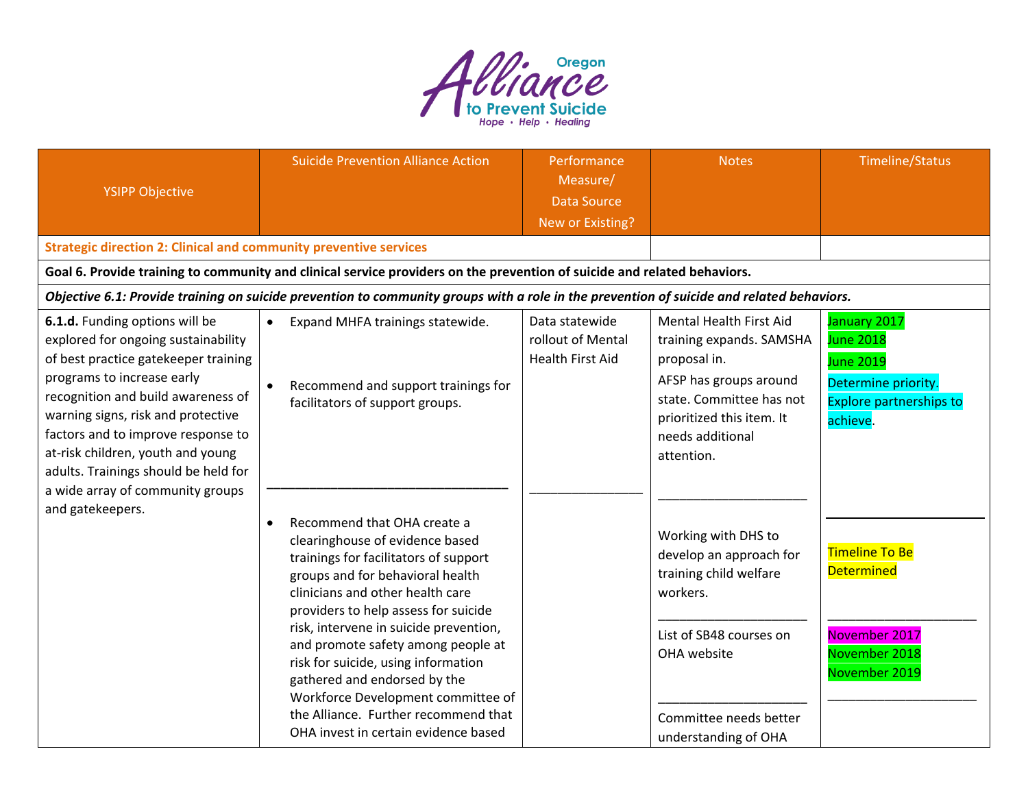| YSIPP Objective | Suicide Prevention Alliance Action | Performance Measure/ Data Source New or Existing? | Notes | Timeline/Status |
|---|---|---|---|---|
| **Strategic direction 2: Clinical and community preventive services** | | | | |
| **Goal 6. Provide training to community and clinical service providers on the prevention of suicide and related behaviors.** | | | | |
| ***Objective 6.1: Provide training on suicide prevention to community groups with a role in the prevention of suicide and related behaviors.*** | | | | |
| **6.1.d.** Funding options will be explored for ongoing sustainability of best practice gatekeeper training programs to increase early recognition and build awareness of warning signs, risk and protective factors and to improve response to at-risk children, youth and young adults. Trainings should be held for a wide array of community groups and gatekeepers. | • Expand MHFA trainings statewide.<br><br>• Recommend and support trainings for facilitators of support groups. | Data statewide rollout of Mental Health First Aid | Mental Health First Aid training expands. SAMSHA proposal in.<br>AFSP has groups around state. Committee has not prioritized this item. It needs additional attention. | January 2017<br>June 2018<br>June 2019<br>Determine priority. Explore partnerships to achieve. |
| | • Recommend that OHA create a clearinghouse of evidence based trainings for facilitators of support groups and for behavioral health clinicians and other health care providers to help assess for suicide risk, intervene in suicide prevention, and promote safety among people at risk for suicide, using information gathered and endorsed by the Workforce Development committee of the Alliance. Further recommend that OHA invest in certain evidence based | | Working with DHS to develop an approach for training child welfare workers. | Timeline To Be Determined |
| | | | List of SB48 courses on OHA website | November 2017<br>November 2018<br>November 2019 |
| | | | Committee needs better understanding of OHA | |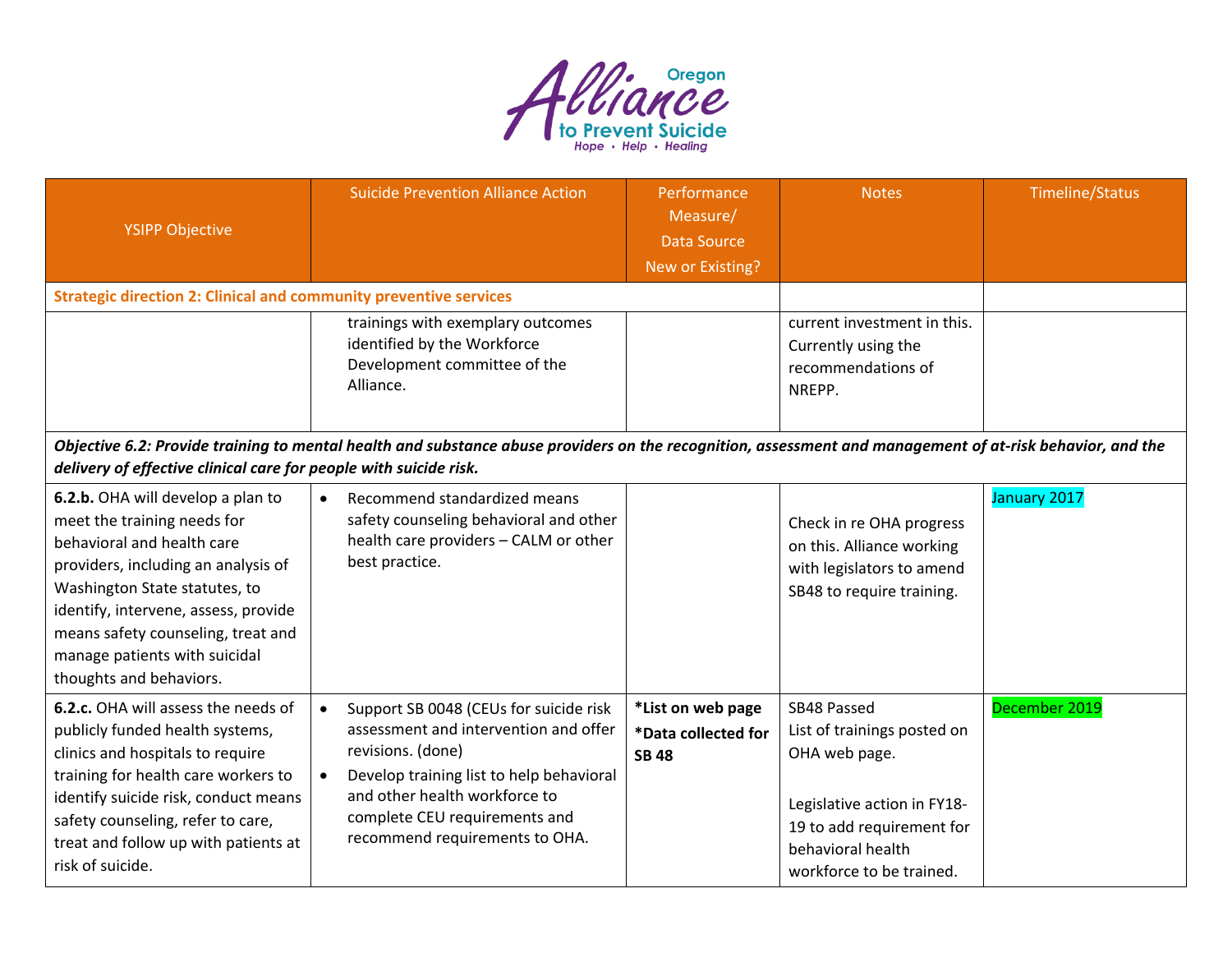| YSIPP Objective | Suicide Prevention Alliance Action | Performance Measure/ Data Source New or Existing? | Notes | Timeline/Status |
|---|---|---|---|---|
| **Strategic direction 2: Clinical and community preventive services** | | | | |
| | trainings with exemplary outcomes identified by the Workforce Development committee of the Alliance. | | current investment in this. Currently using the recommendations of NREPP. | |
| ***Objective 6.2: Provide training to mental health and substance abuse providers on the recognition, assessment and management of at-risk behavior, and the delivery of effective clinical care for people with suicide risk.*** | | | | |
| **6.2.b.** OHA will develop a plan to meet the training needs for behavioral and health care providers, including an analysis of Washington State statutes, to identify, intervene, assess, provide means safety counseling, treat and manage patients with suicidal thoughts and behaviors. | • Recommend standardized means safety counseling behavioral and other health care providers – CALM or other best practice. | | Check in re OHA progress on this. Alliance working with legislators to amend SB48 to require training. | January 2017 |
| **6.2.c.** OHA will assess the needs of publicly funded health systems, clinics and hospitals to require training for health care workers to identify suicide risk, conduct means safety counseling, refer to care, treat and follow up with patients at risk of suicide. | • Support SB 0048 (CEUs for suicide risk assessment and intervention and offer revisions. (done)<br>• Develop training list to help behavioral and other health workforce to complete CEU requirements and recommend requirements to OHA. | **\*List on web page**<br>**\*Data collected for SB 48** | SB48 Passed<br>List of trainings posted on OHA web page.<br><br>Legislative action in FY18-19 to add requirement for behavioral health workforce to be trained. | December 2019 |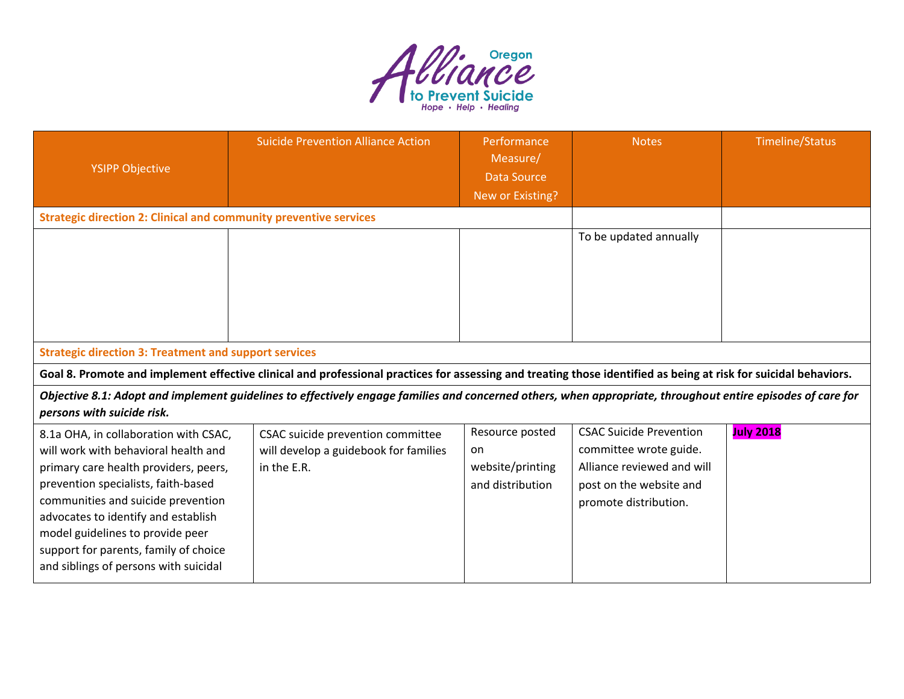| YSIPP Objective | Suicide Prevention Alliance Action | Performance Measure/ Data Source New or Existing? | Notes | Timeline/Status |
|---|---|---|---|---|
| **Strategic direction 2: Clinical and community preventive services** | | | | |
| | | | To be updated annually | |
| **Strategic direction 3: Treatment and support services** | | | | |
| **Goal 8. Promote and implement effective clinical and professional practices for assessing and treating those identified as being at risk for suicidal behaviors.** | | | | |
| ***Objective 8.1: Adopt and implement guidelines to effectively engage families and concerned others, when appropriate, throughout entire episodes of care for persons with suicide risk.*** | | | | |
| 8.1a OHA, in collaboration with CSAC, will work with behavioral health and primary care health providers, peers, prevention specialists, faith-based communities and suicide prevention advocates to identify and establish model guidelines to provide peer support for parents, family of choice and siblings of persons with suicidal | CSAC suicide prevention committee will develop a guidebook for families in the E.R. | Resource posted on website/printing and distribution | CSAC Suicide Prevention committee wrote guide. Alliance reviewed and will post on the website and promote distribution. | **July 2018** |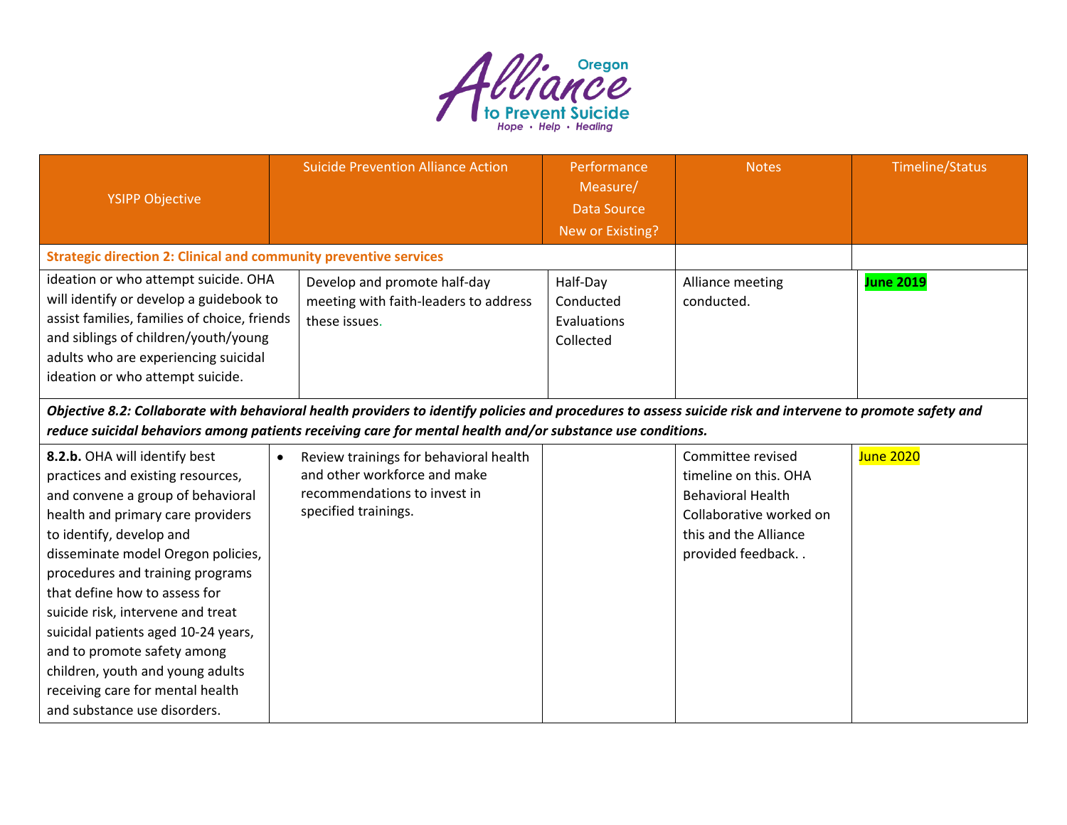| YSIPP Objective | Suicide Prevention Alliance Action | Performance Measure/ Data Source New or Existing? | Notes | Timeline/Status |
|---|---|---|---|---|
| **Strategic direction 2: Clinical and community preventive services** | | | | |
| ideation or who attempt suicide. OHA will identify or develop a guidebook to assist families, families of choice, friends and siblings of children/youth/young adults who are experiencing suicidal ideation or who attempt suicide. | Develop and promote half-day meeting with faith-leaders to address these issues. | Half-Day Conducted Evaluations Collected | Alliance meeting conducted. | **June 2019** |
| ***Objective 8.2: Collaborate with behavioral health providers to identify policies and procedures to assess suicide risk and intervene to promote safety and reduce suicidal behaviors among patients receiving care for mental health and/or substance use conditions.*** | | | | |
| **8.2.b.** OHA will identify best practices and existing resources, and convene a group of behavioral health and primary care providers to identify, develop and disseminate model Oregon policies, procedures and training programs that define how to assess for suicide risk, intervene and treat suicidal patients aged 10-24 years, and to promote safety among children, youth and young adults receiving care for mental health and substance use disorders. | • Review trainings for behavioral health and other workforce and make recommendations to invest in specified trainings. | | Committee revised timeline on this. OHA Behavioral Health Collaborative worked on this and the Alliance provided feedback. . | June 2020 |